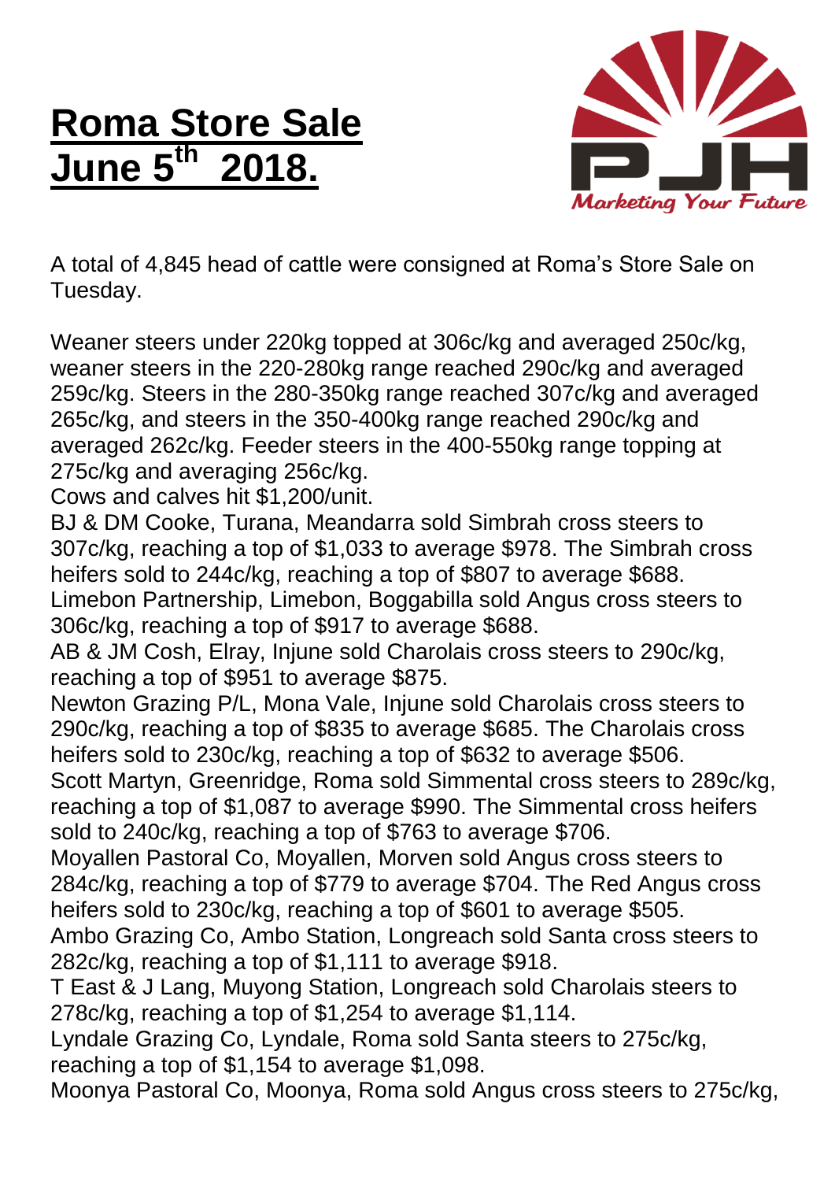# Roma Store Sale June 5th 2018.

A total of 4,845 head of cattle were consigned at Roma's Store Sale on Tuesday.

Weaner steers under 220kg topped at 306c/kg and averaged 250c/kg, weaner steers in the 220-280kg range reached 290c/kg and averaged 259c/kg. Steers in the 280-350kg range reached 307c/kg and averaged 265c/kg, and steers in the 350-400kg range reached 290c/kg and averaged 262c/kg. Feeder steers in the 400-550kg range topping at 275c/kg and averaging 256c/kg.

Cows and calves hit $1,200/unit.

BJ & DM Cooke, Turana, Meandarra sold Simbrah cross steers to 307c/kg, reaching a top of $1,033 to average $978. The Simbrah cross heifers sold to 244c/kg, reaching a top of $807 to average $688.

Limebon Partnership, Limebon, Boggabilla sold Angus cross steers to 306c/kg, reaching a top of $917 to average $688.

AB & JM Cosh, Elray, Injune sold Charolais cross steers to 290c/kg, reaching a top of $951 to average $875.

Newton Grazing P/L, Mona Vale, Injune sold Charolais cross steers to 290c/kg, reaching a top of $835 to average $685. The Charolais cross heifers sold to 230c/kg, reaching a top of $632 to average $506.

Scott Martyn, Greenridge, Roma sold Simmental cross steers to 289c/kg, reaching a top of $1,087 to average $990. The Simmental cross heifers sold to 240c/kg, reaching a top of $763 to average $706.

Moyallen Pastoral Co, Moyallen, Morven sold Angus cross steers to 284c/kg, reaching a top of $779 to average $704. The Red Angus cross heifers sold to 230c/kg, reaching a top of $601 to average $505.

Ambo Grazing Co, Ambo Station, Longreach sold Santa cross steers to 282c/kg, reaching a top of $1,111 to average $918.

T East & J Lang, Muyong Station, Longreach sold Charolais steers to 278c/kg, reaching a top of $1,254 to average $1,114.

Lyndale Grazing Co, Lyndale, Roma sold Santa steers to 275c/kg, reaching a top of $1,154 to average $1,098.

Moonya Pastoral Co, Moonya, Roma sold Angus cross steers to 275c/kg,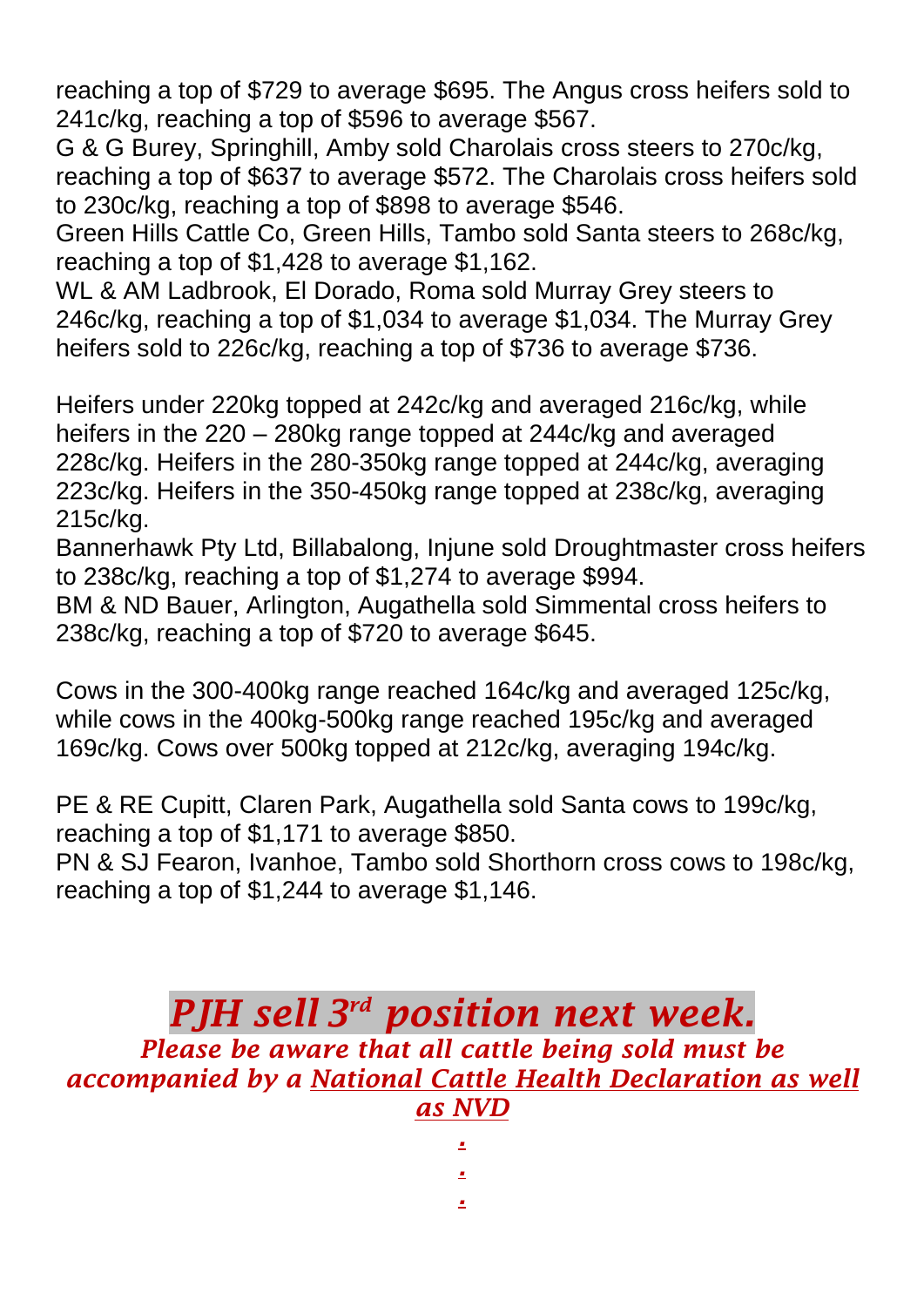reaching a top of $729 to average $695. The Angus cross heifers sold to 241c/kg, reaching a top of $596 to average $567.
G & G Burey, Springhill, Amby sold Charolais cross steers to 270c/kg, reaching a top of $637 to average $572. The Charolais cross heifers sold to 230c/kg, reaching a top of $898 to average $546.
Green Hills Cattle Co, Green Hills, Tambo sold Santa steers to 268c/kg, reaching a top of $1,428 to average $1,162.
WL & AM Ladbrook, El Dorado, Roma sold Murray Grey steers to 246c/kg, reaching a top of $1,034 to average $1,034. The Murray Grey heifers sold to 226c/kg, reaching a top of $736 to average $736.

Heifers under 220kg topped at 242c/kg and averaged 216c/kg, while heifers in the 220 – 280kg range topped at 244c/kg and averaged 228c/kg. Heifers in the 280-350kg range topped at 244c/kg, averaging 223c/kg. Heifers in the 350-450kg range topped at 238c/kg, averaging 215c/kg.
Bannerhawk Pty Ltd, Billabalong, Injune sold Droughtmaster cross heifers to 238c/kg, reaching a top of $1,274 to average $994.
BM & ND Bauer, Arlington, Augathella sold Simmental cross heifers to 238c/kg, reaching a top of $720 to average $645.

Cows in the 300-400kg range reached 164c/kg and averaged 125c/kg, while cows in the 400kg-500kg range reached 195c/kg and averaged 169c/kg. Cows over 500kg topped at 212c/kg, averaging 194c/kg.

PE & RE Cupitt, Claren Park, Augathella sold Santa cows to 199c/kg, reaching a top of $1,171 to average $850.
PN & SJ Fearon, Ivanhoe, Tambo sold Shorthorn cross cows to 198c/kg, reaching a top of $1,244 to average $1,146.

## *PJH sell 3rd position next week.*

***Please be aware that all cattle being sold must be accompanied by a National Cattle Health Declaration as well as NVD***

.
.
.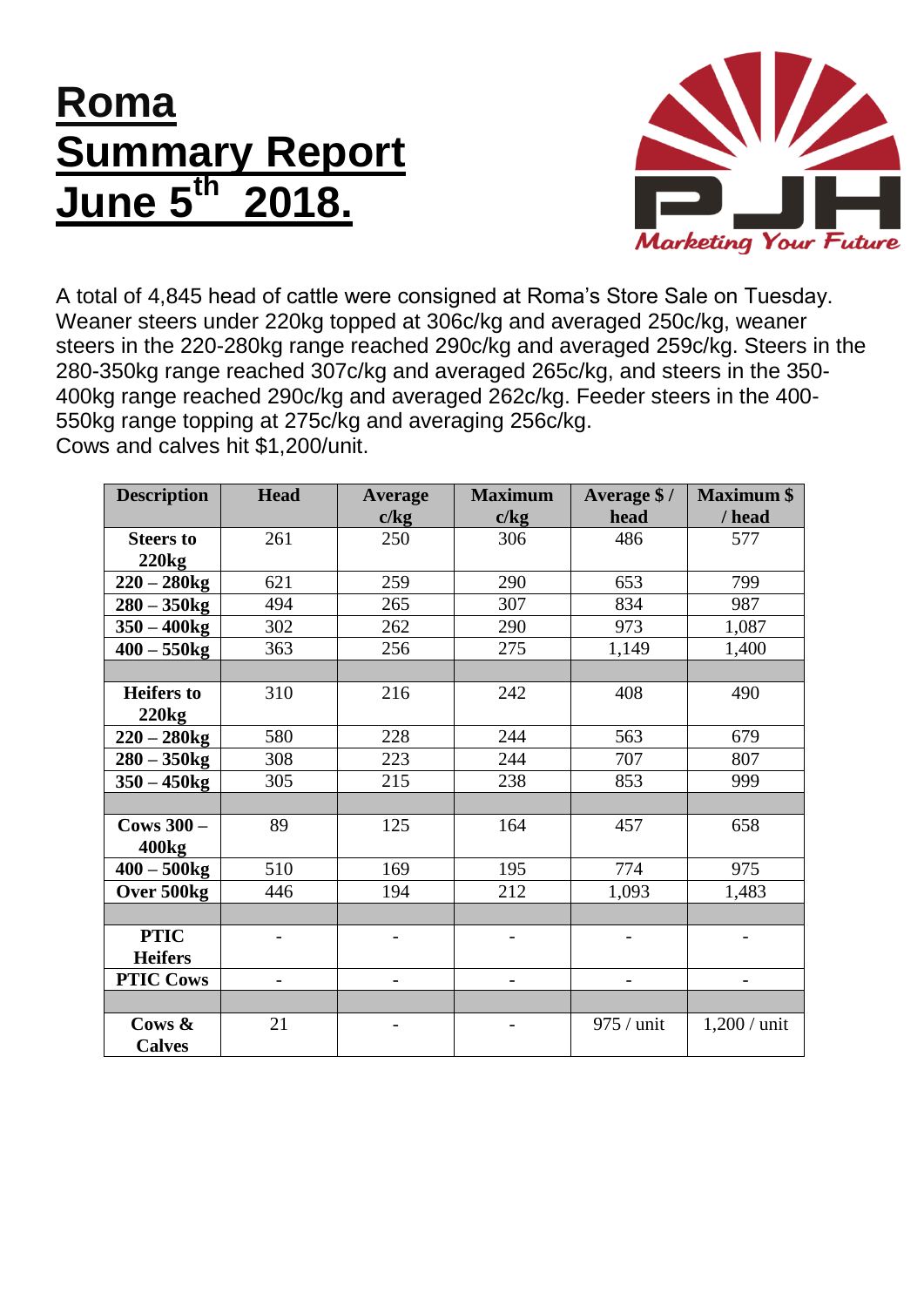# Roma Summary Report June 5th 2018.

Marketing Your Future

A total of 4,845 head of cattle were consigned at Roma's Store Sale on Tuesday. Weaner steers under 220kg topped at 306c/kg and averaged 250c/kg, weaner steers in the 220-280kg range reached 290c/kg and averaged 259c/kg. Steers in the 280-350kg range reached 307c/kg and averaged 265c/kg, and steers in the 350-400kg range reached 290c/kg and averaged 262c/kg. Feeder steers in the 400-550kg range topping at 275c/kg and averaging 256c/kg.
Cows and calves hit $1,200/unit.

| Description | Head | Average c/kg | Maximum c/kg | Average $ / head | Maximum $ / head |
|---|---|---|---|---|---|
| **Steers to 220kg** | 261 | 250 | 306 | 486 | 577 |
| **220 – 280kg** | 621 | 259 | 290 | 653 | 799 |
| **280 – 350kg** | 494 | 265 | 307 | 834 | 987 |
| **350 – 400kg** | 302 | 262 | 290 | 973 | 1,087 |
| **400 – 550kg** | 363 | 256 | 275 | 1,149 | 1,400 |
| | | | | | |
| **Heifers to 220kg** | 310 | 216 | 242 | 408 | 490 |
| **220 – 280kg** | 580 | 228 | 244 | 563 | 679 |
| **280 – 350kg** | 308 | 223 | 244 | 707 | 807 |
| **350 – 450kg** | 305 | 215 | 238 | 853 | 999 |
| | | | | | |
| **Cows 300 – 400kg** | 89 | 125 | 164 | 457 | 658 |
| **400 – 500kg** | 510 | 169 | 195 | 774 | 975 |
| **Over 500kg** | 446 | 194 | 212 | 1,093 | 1,483 |
| | | | | | |
| **PTIC Heifers** | - | - | - | - | - |
| **PTIC Cows** | - | - | - | - | - |
| | | | | | |
| **Cows & Calves** | 21 | - | - | 975 / unit | 1,200 / unit |